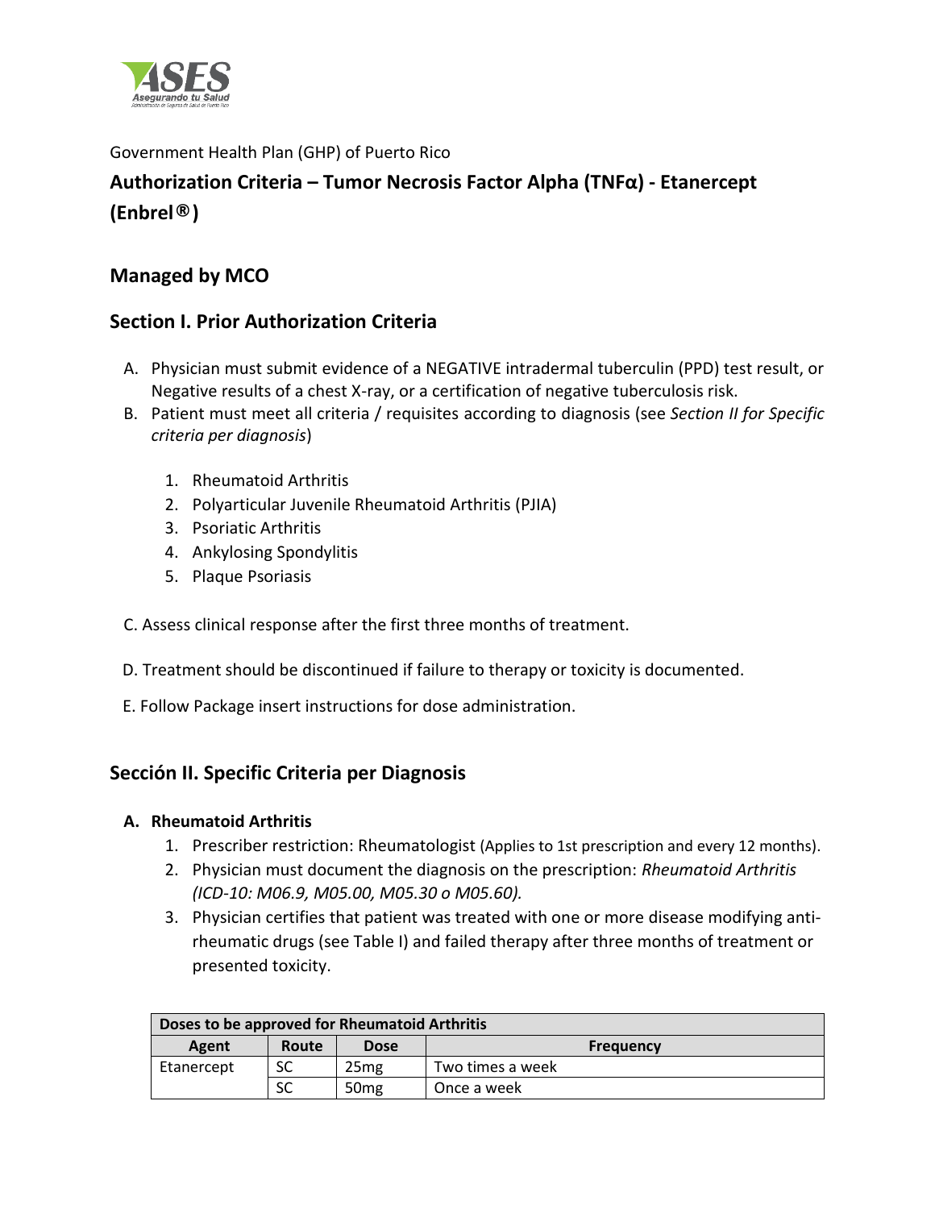Government Health Plan (GHP) of Puerto Rico

# Authorization Criteria – Tumor Necrosis Factor Alpha (TNFα) - Etanercept (Enbrel®)

## Managed by MCO

## Section I. Prior Authorization Criteria

A. Physician must submit evidence of a NEGATIVE intradermal tuberculin (PPD) test result, or Negative results of a chest X-ray, or a certification of negative tuberculosis risk.

B. Patient must meet all criteria / requisites according to diagnosis (see *Section II for Specific criteria per diagnosis*)

   1. Rheumatoid Arthritis
   2. Polyarticular Juvenile Rheumatoid Arthritis (PJIA)
   3. Psoriatic Arthritis
   4. Ankylosing Spondylitis
   5. Plaque Psoriasis

C. Assess clinical response after the first three months of treatment.

D. Treatment should be discontinued if failure to therapy or toxicity is documented.

E. Follow Package insert instructions for dose administration.

## Sección II. Specific Criteria per Diagnosis

### A. Rheumatoid Arthritis

1. Prescriber restriction: Rheumatologist (Applies to 1st prescription and every 12 months).
2. Physician must document the diagnosis on the prescription: *Rheumatoid Arthritis (ICD-10: M06.9, M05.00, M05.30 o M05.60).*
3. Physician certifies that patient was treated with one or more disease modifying anti-rheumatic drugs (see Table I) and failed therapy after three months of treatment or presented toxicity.

| **Doses to be approved for Rheumatoid Arthritis** | | | |
|---|---|---|---|
| **Agent** | **Route** | **Dose** | **Frequency** |
| Etanercept | SC | 25mg | Two times a week |
| | SC | 50mg | Once a week |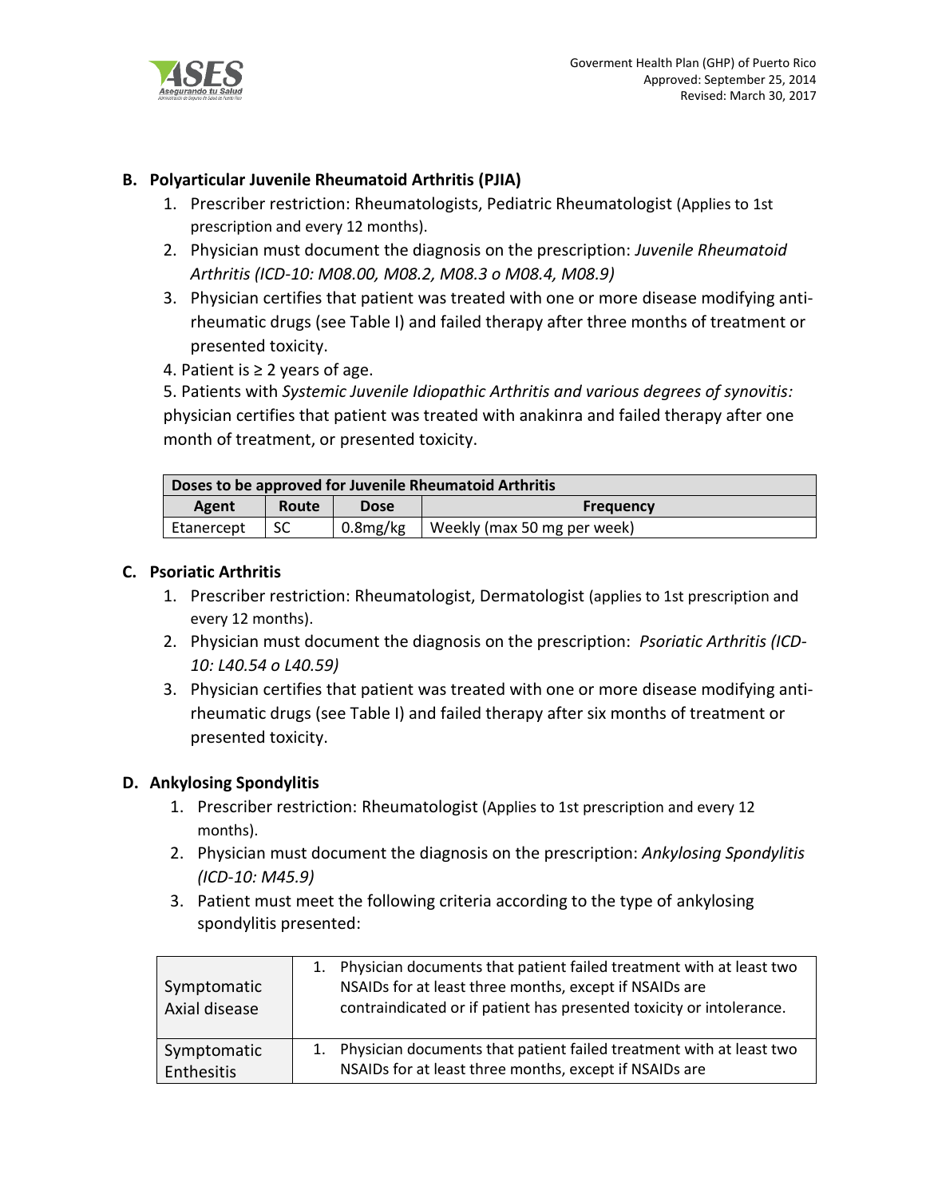## B. Polyarticular Juvenile Rheumatoid Arthritis (PJIA)

1. Prescriber restriction: Rheumatologists, Pediatric Rheumatologist (Applies to 1st prescription and every 12 months).
2. Physician must document the diagnosis on the prescription: *Juvenile Rheumatoid Arthritis (ICD-10: M08.00, M08.2, M08.3 o M08.4, M08.9)*
3. Physician certifies that patient was treated with one or more disease modifying anti-rheumatic drugs (see Table I) and failed therapy after three months of treatment or presented toxicity.
4. Patient is ≥ 2 years of age.
5. Patients with *Systemic Juvenile Idiopathic Arthritis and various degrees of synovitis:* physician certifies that patient was treated with anakinra and failed therapy after one month of treatment, or presented toxicity.

| Doses to be approved for Juvenile Rheumatoid Arthritis | | | |
|---|---|---|---|
| **Agent** | **Route** | **Dose** | **Frequency** |
| Etanercept | SC | 0.8mg/kg | Weekly (max 50 mg per week) |

## C. Psoriatic Arthritis

1. Prescriber restriction: Rheumatologist, Dermatologist (applies to 1st prescription and every 12 months).
2. Physician must document the diagnosis on the prescription: *Psoriatic Arthritis (ICD-10: L40.54 o L40.59)*
3. Physician certifies that patient was treated with one or more disease modifying anti-rheumatic drugs (see Table I) and failed therapy after six months of treatment or presented toxicity.

## D. Ankylosing Spondylitis

1. Prescriber restriction: Rheumatologist (Applies to 1st prescription and every 12 months).
2. Physician must document the diagnosis on the prescription: *Ankylosing Spondylitis (ICD-10: M45.9)*
3. Patient must meet the following criteria according to the type of ankylosing spondylitis presented:

| | |
|---|---|
| Symptomatic Axial disease | 1. Physician documents that patient failed treatment with at least two NSAIDs for at least three months, except if NSAIDs are contraindicated or if patient has presented toxicity or intolerance. |
| Symptomatic Enthesitis | 1. Physician documents that patient failed treatment with at least two NSAIDs for at least three months, except if NSAIDs are |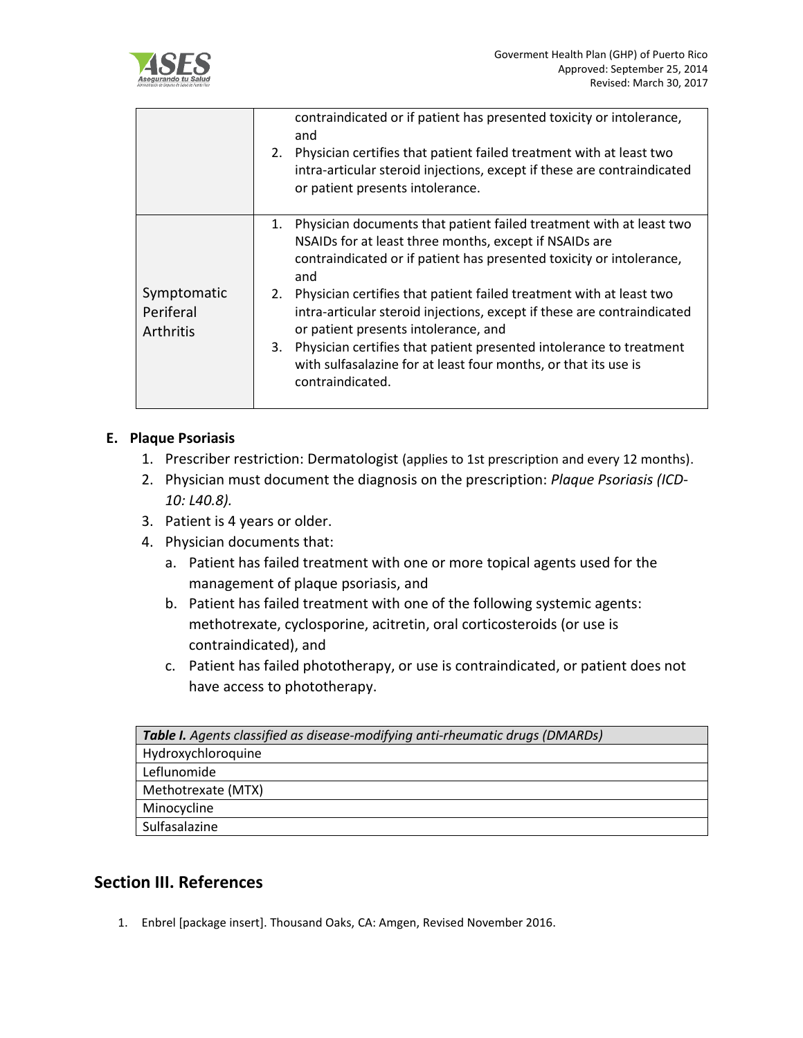| | |
|---|---|
| | contraindicated or if patient has presented toxicity or intolerance, and<br>2. Physician certifies that patient failed treatment with at least two intra-articular steroid injections, except if these are contraindicated or patient presents intolerance. |
| Symptomatic Periferal Arthritis | 1. Physician documents that patient failed treatment with at least two NSAIDs for at least three months, except if NSAIDs are contraindicated or if patient has presented toxicity or intolerance, and<br>2. Physician certifies that patient failed treatment with at least two intra-articular steroid injections, except if these are contraindicated or patient presents intolerance, and<br>3. Physician certifies that patient presented intolerance to treatment with sulfasalazine for at least four months, or that its use is contraindicated. |

**E. Plaque Psoriasis**

1. Prescriber restriction: Dermatologist (applies to 1st prescription and every 12 months).
2. Physician must document the diagnosis on the prescription: *Plaque Psoriasis (ICD-10: L40.8).*
3. Patient is 4 years or older.
4. Physician documents that:
   a. Patient has failed treatment with one or more topical agents used for the management of plaque psoriasis, and
   b. Patient has failed treatment with one of the following systemic agents: methotrexate, cyclosporine, acitretin, oral corticosteroids (or use is contraindicated), and
   c. Patient has failed phototherapy, or use is contraindicated, or patient does not have access to phototherapy.

| ***Table I.*** *Agents classified as disease-modifying anti-rheumatic drugs (DMARDs)* |
|---|
| Hydroxychloroquine |
| Leflunomide |
| Methotrexate (MTX) |
| Minocycline |
| Sulfasalazine |

## Section III. References

1. Enbrel [package insert]. Thousand Oaks, CA: Amgen, Revised November 2016.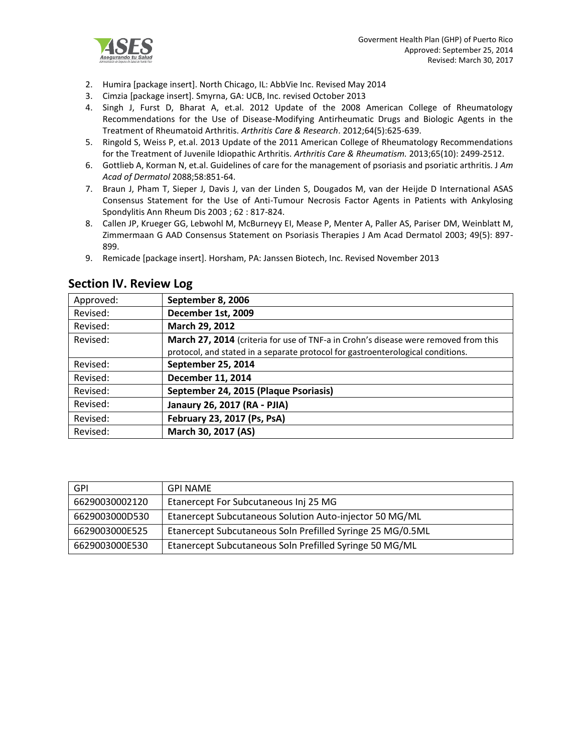2. Humira [package insert]. North Chicago, IL: AbbVie Inc. Revised May 2014
3. Cimzia [package insert]. Smyrna, GA: UCB, Inc. revised October 2013
4. Singh J, Furst D, Bharat A, et.al. 2012 Update of the 2008 American College of Rheumatology Recommendations for the Use of Disease-Modifying Antirheumatic Drugs and Biologic Agents in the Treatment of Rheumatoid Arthritis. *Arthritis Care & Research*. 2012;64(5):625-639.
5. Ringold S, Weiss P, et.al. 2013 Update of the 2011 American College of Rheumatology Recommendations for the Treatment of Juvenile Idiopathic Arthritis. *Arthritis Care & Rheumatism.* 2013;65(10): 2499-2512.
6. Gottlieb A, Korman N, et.al. Guidelines of care for the management of psoriasis and psoriatic arthritis. J *Am Acad of Dermatol* 2088;58:851-64.
7. Braun J, Pham T, Sieper J, Davis J, van der Linden S, Dougados M, van der Heijde D International ASAS Consensus Statement for the Use of Anti-Tumour Necrosis Factor Agents in Patients with Ankylosing Spondylitis Ann Rheum Dis 2003 ; 62 : 817-824.
8. Callen JP, Krueger GG, Lebwohl M, McBurneyy EI, Mease P, Menter A, Paller AS, Pariser DM, Weinblatt M, Zimmermaan G AAD Consensus Statement on Psoriasis Therapies J Am Acad Dermatol 2003; 49(5): 897-899.
9. Remicade [package insert]. Horsham, PA: Janssen Biotech, Inc. Revised November 2013

## Section IV. Review Log

| | |
|---|---|
| Approved: | **September 8, 2006** |
| Revised: | **December 1st, 2009** |
| Revised: | **March 29, 2012** |
| Revised: | **March 27, 2014** (criteria for use of TNF-a in Crohn's disease were removed from this protocol, and stated in a separate protocol for gastroenterological conditions. |
| Revised: | **September 25, 2014** |
| Revised: | **December 11, 2014** |
| Revised: | **September 24, 2015 (Plaque Psoriasis)** |
| Revised: | **Janaury 26, 2017 (RA - PJIA)** |
| Revised: | **February 23, 2017 (Ps, PsA)** |
| Revised: | **March 30, 2017 (AS)** |

| GPI | GPI NAME |
|---|---|
| 66290030002120 | Etanercept For Subcutaneous Inj 25 MG |
| 6629003000D530 | Etanercept Subcutaneous Solution Auto-injector 50 MG/ML |
| 6629003000E525 | Etanercept Subcutaneous Soln Prefilled Syringe 25 MG/0.5ML |
| 6629003000E530 | Etanercept Subcutaneous Soln Prefilled Syringe 50 MG/ML |